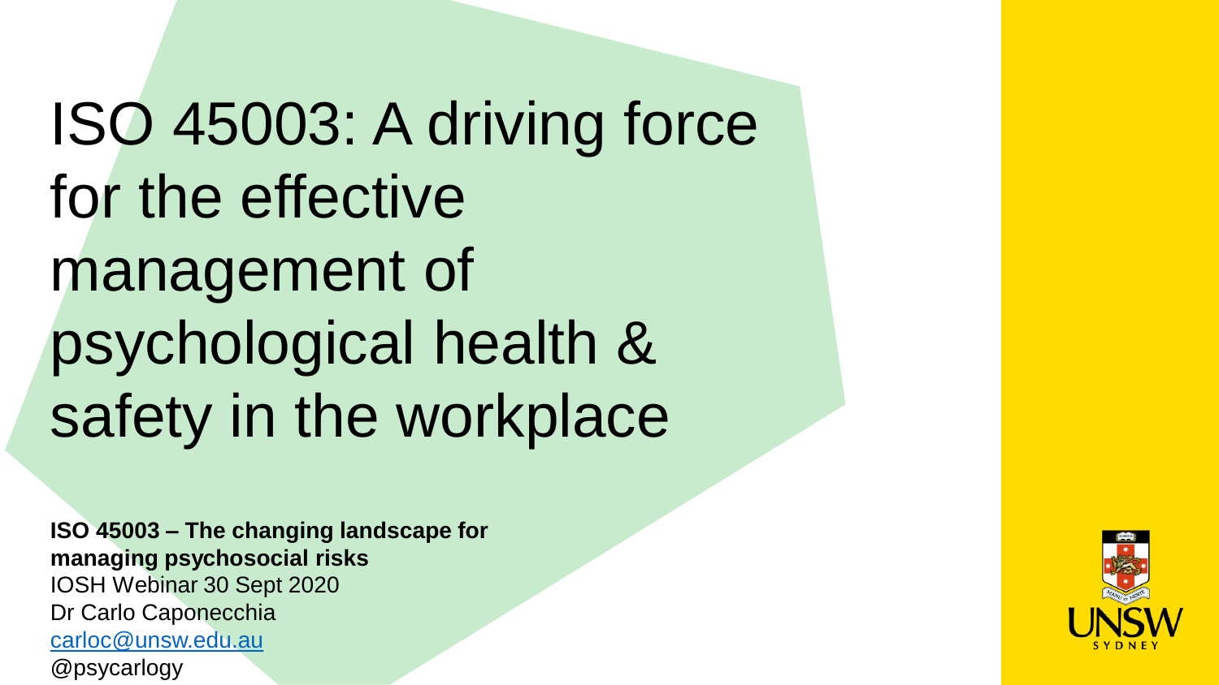# ISO 45003: A driving force for the effective management of psychological health & safety in the workplace

**ISO 45003 – The changing landscape for managing psychosocial risks**
IOSH Webinar 30 Sept 2020
Dr Carlo Caponecchia
carloc@unsw.edu.au
@psycarlogy

UNSW SYDNEY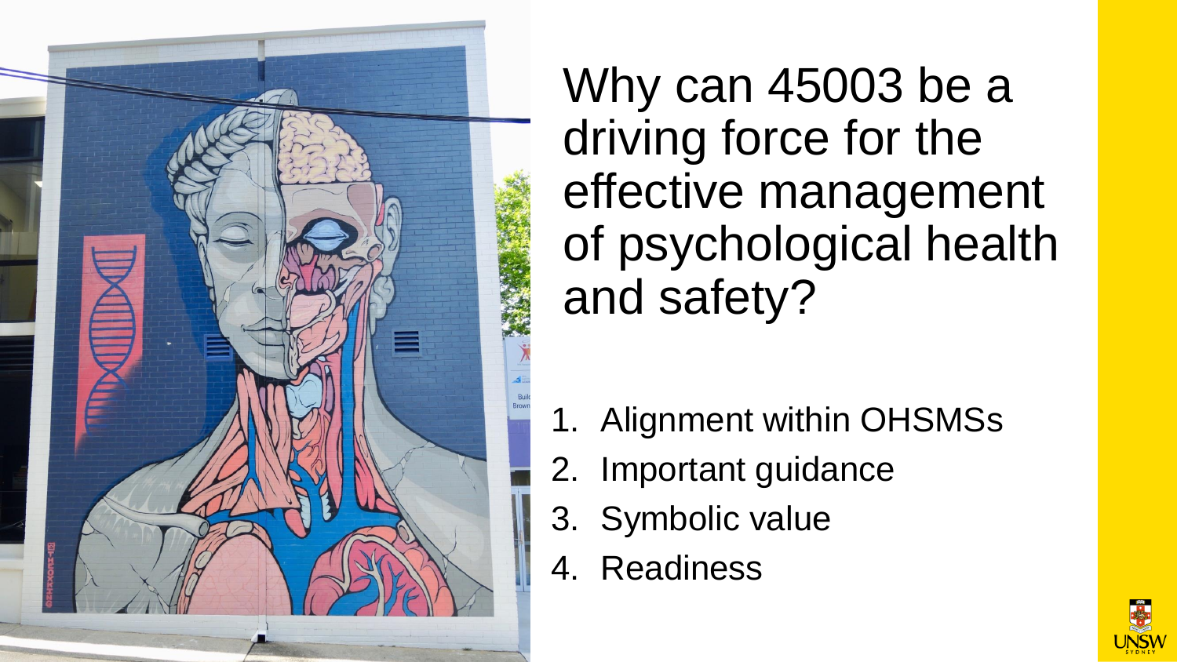# Why can 45003 be a driving force for the effective management of psychological health and safety?

1. Alignment within OHSMSs
2. Important guidance
3. Symbolic value
4. Readiness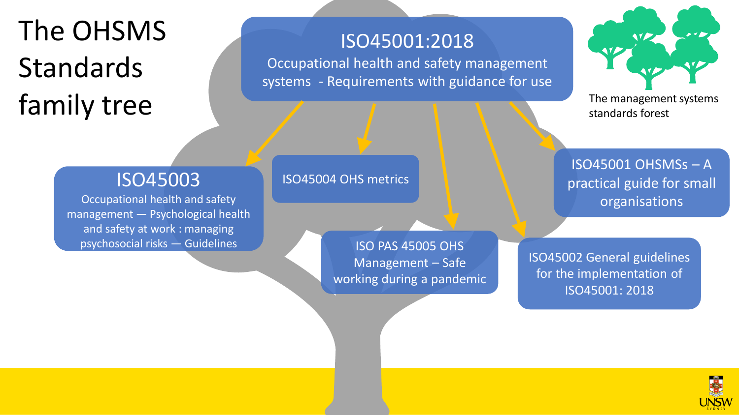# The OHSMS Standards family tree

## ISO45001:2018

Occupational health and safety management systems - Requirements with guidance for use

- **ISO45003** Occupational health and safety management — Psychological health and safety at work : managing psychosocial risks — Guidelines
- ISO45004 OHS metrics
- ISO PAS 45005 OHS Management – Safe working during a pandemic
- ISO45002 General guidelines for the implementation of ISO45001: 2018
- ISO45001 OHSMSs – A practical guide for small organisations

The management systems standards forest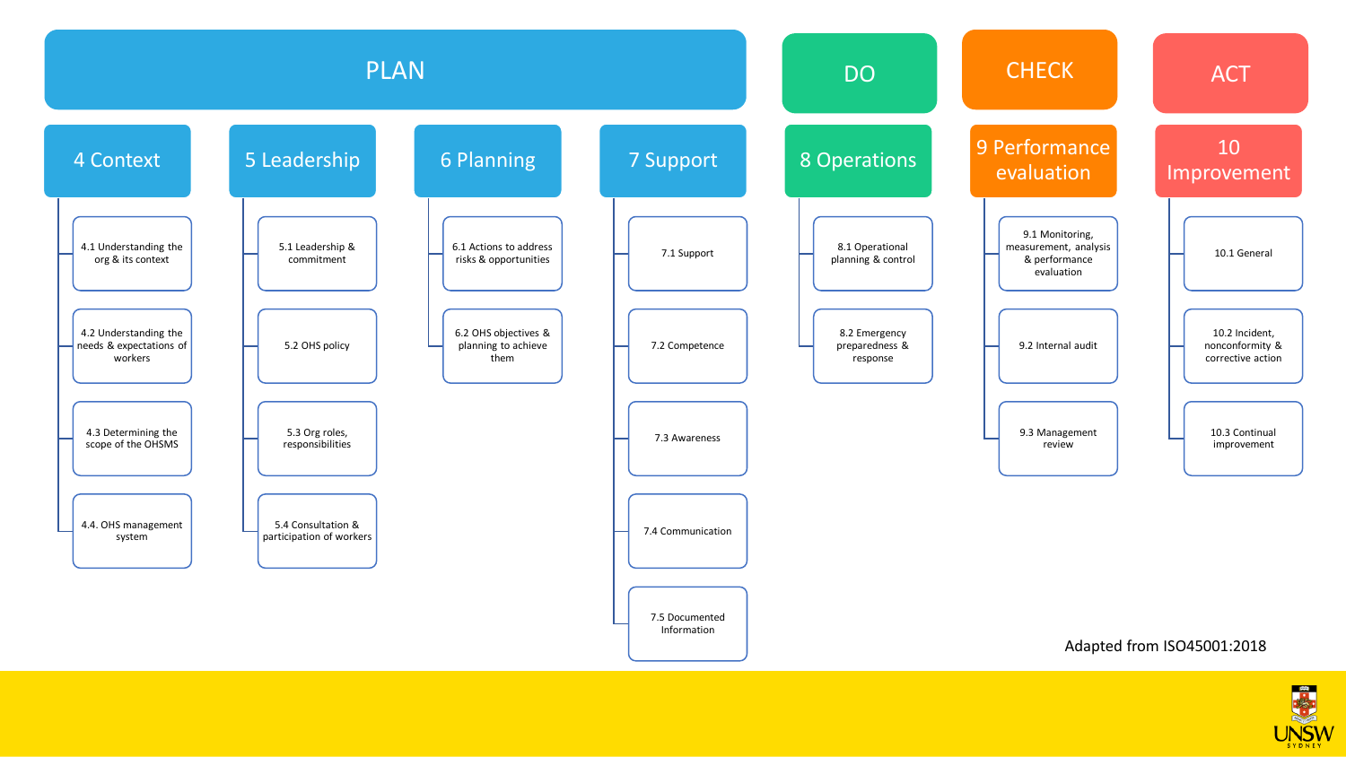# PLAN

## 4 Context

- 4.1 Understanding the org & its context
- 4.2 Understanding the needs & expectations of workers
- 4.3 Determining the scope of the OHSMS
- 4.4. OHS management system

## 5 Leadership

- 5.1 Leadership & commitment
- 5.2 OHS policy
- 5.3 Org roles, responsibilities
- 5.4 Consultation & participation of workers

## 6 Planning

- 6.1 Actions to address risks & opportunities
- 6.2 OHS objectives & planning to achieve them

## 7 Support

- 7.1 Support
- 7.2 Competence
- 7.3 Awareness
- 7.4 Communication
- 7.5 Documented Information

# DO

## 8 Operations

- 8.1 Operational planning & control
- 8.2 Emergency preparedness & response

# CHECK

## 9 Performance evaluation

- 9.1 Monitoring, measurement, analysis & performance evaluation
- 9.2 Internal audit
- 9.3 Management review

# ACT

## 10 Improvement

- 10.1 General
- 10.2 Incident, nonconformity & corrective action
- 10.3 Continual improvement

Adapted from ISO45001:2018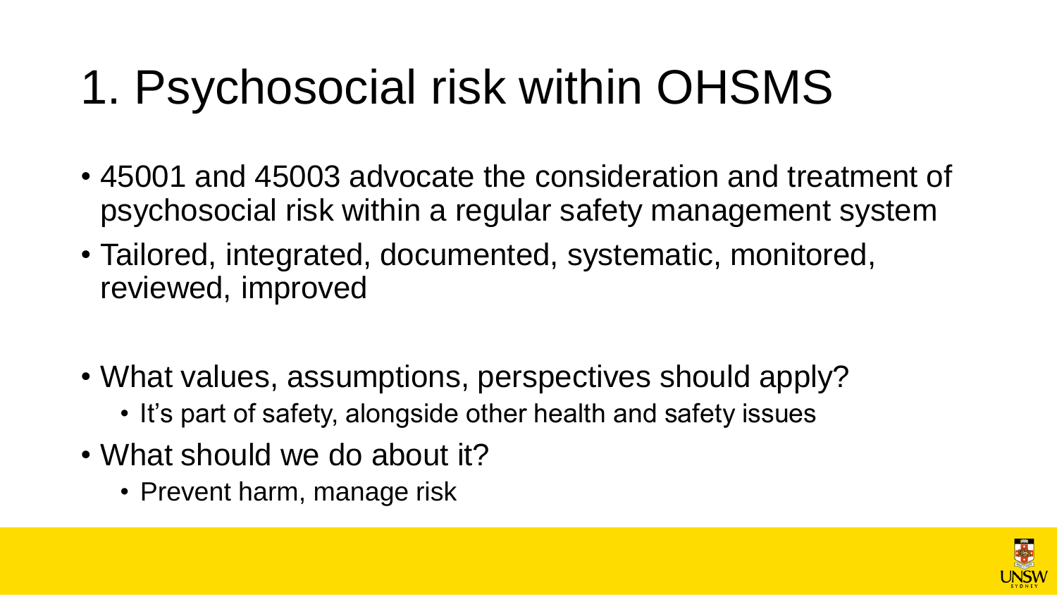# 1. Psychosocial risk within OHSMS

- 45001 and 45003 advocate the consideration and treatment of psychosocial risk within a regular safety management system
- Tailored, integrated, documented, systematic, monitored, reviewed, improved

- What values, assumptions, perspectives should apply?
  - It's part of safety, alongside other health and safety issues
- What should we do about it?
  - Prevent harm, manage risk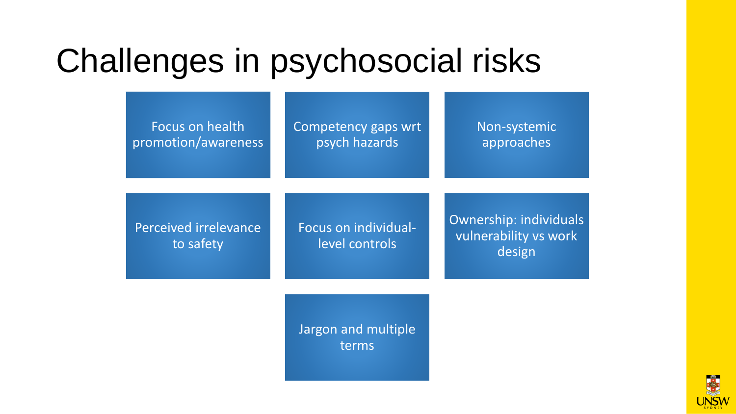# Challenges in psychosocial risks

- Focus on health promotion/awareness
- Competency gaps wrt psych hazards
- Non-systemic approaches
- Perceived irrelevance to safety
- Focus on individual-level controls
- Ownership: individuals vulnerability vs work design
- Jargon and multiple terms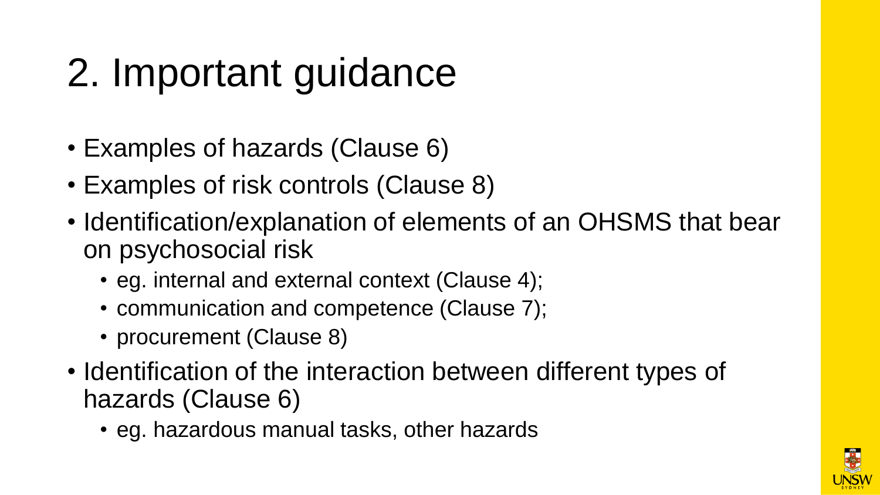# 2. Important guidance

- Examples of hazards (Clause 6)
- Examples of risk controls (Clause 8)
- Identification/explanation of elements of an OHSMS that bear on psychosocial risk
  - eg. internal and external context (Clause 4);
  - communication and competence (Clause 7);
  - procurement (Clause 8)
- Identification of the interaction between different types of hazards (Clause 6)
  - eg. hazardous manual tasks, other hazards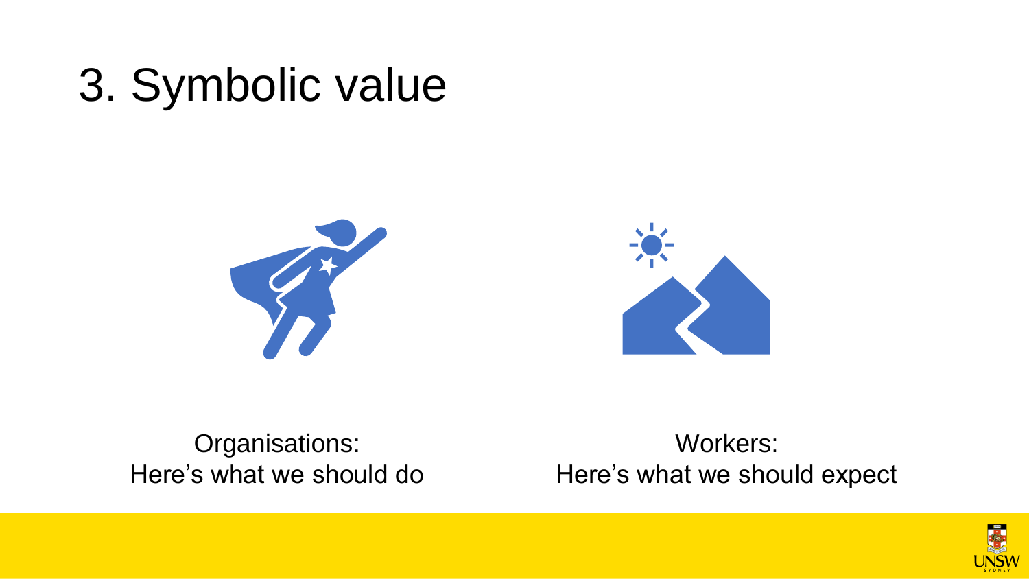# 3. Symbolic value

Organisations:
Here's what we should do

Workers:
Here's what we should expect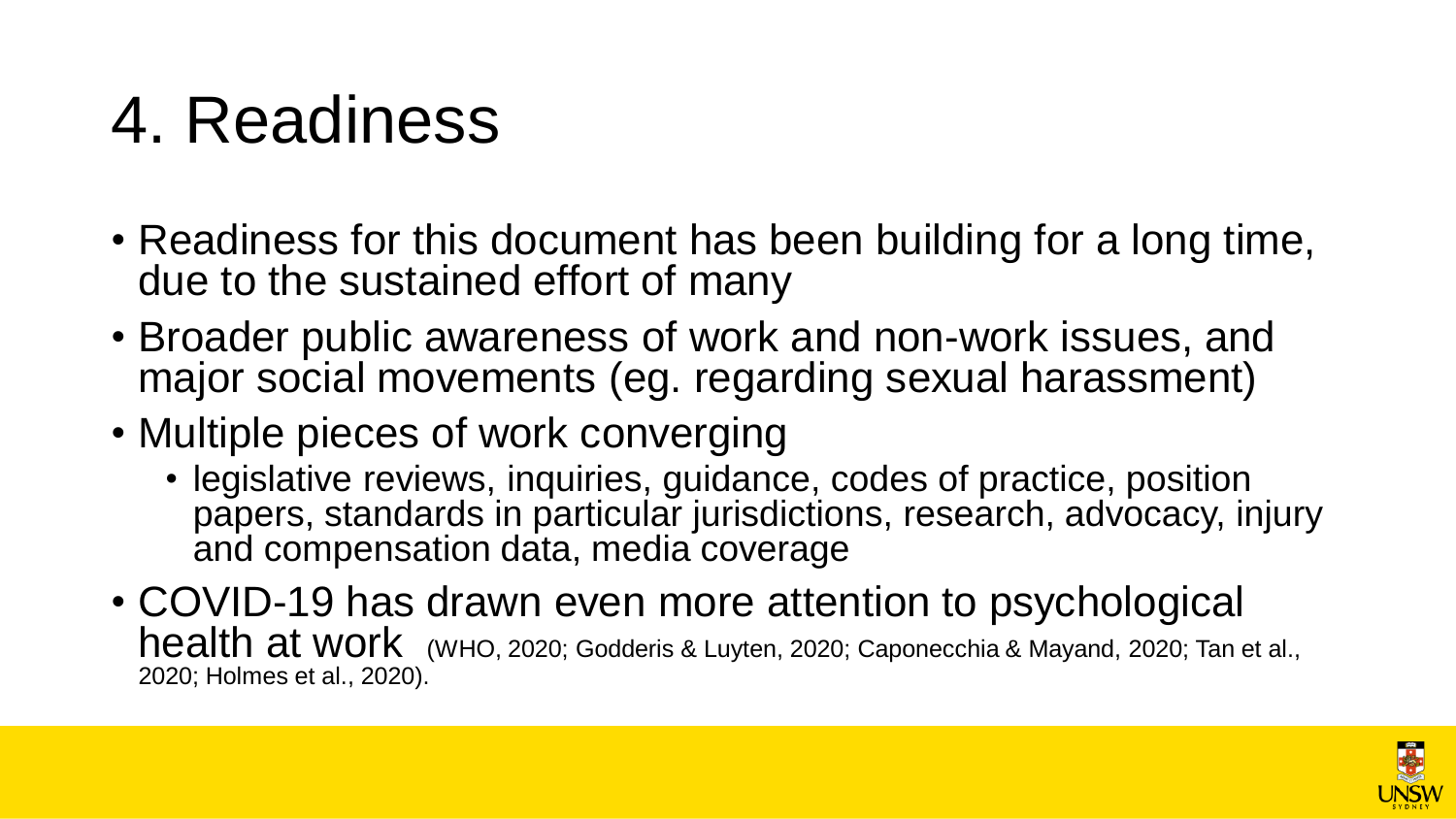# 4. Readiness

- Readiness for this document has been building for a long time, due to the sustained effort of many
- Broader public awareness of work and non-work issues, and major social movements (eg. regarding sexual harassment)
- Multiple pieces of work converging
  - legislative reviews, inquiries, guidance, codes of practice, position papers, standards in particular jurisdictions, research, advocacy, injury and compensation data, media coverage
- COVID-19 has drawn even more attention to psychological health at work (WHO, 2020; Godderis & Luyten, 2020; Caponecchia & Mayand, 2020; Tan et al., 2020; Holmes et al., 2020).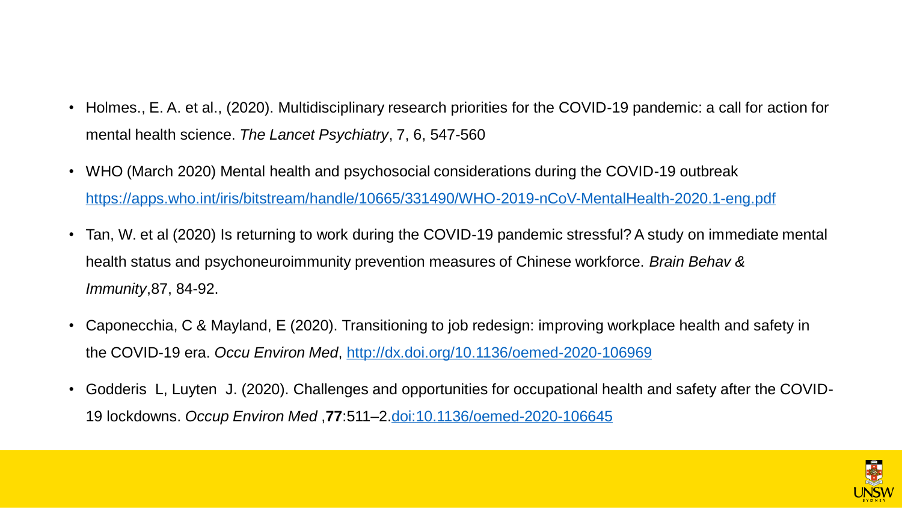- Holmes., E. A. et al., (2020). Multidisciplinary research priorities for the COVID-19 pandemic: a call for action for mental health science. *The Lancet Psychiatry*, 7, 6, 547-560
- WHO (March 2020) Mental health and psychosocial considerations during the COVID-19 outbreak https://apps.who.int/iris/bitstream/handle/10665/331490/WHO-2019-nCoV-MentalHealth-2020.1-eng.pdf
- Tan, W. et al (2020) Is returning to work during the COVID-19 pandemic stressful? A study on immediate mental health status and psychoneuroimmunity prevention measures of Chinese workforce. *Brain Behav & Immunity*,87, 84-92.
- Caponecchia, C & Mayland, E (2020). Transitioning to job redesign: improving workplace health and safety in the COVID-19 era. *Occu Environ Med*, http://dx.doi.org/10.1136/oemed-2020-106969
- Godderis L, Luyten J. (2020). Challenges and opportunities for occupational health and safety after the COVID-19 lockdowns. *Occup Environ Med* ,**77**:511–2.doi:10.1136/oemed-2020-106645